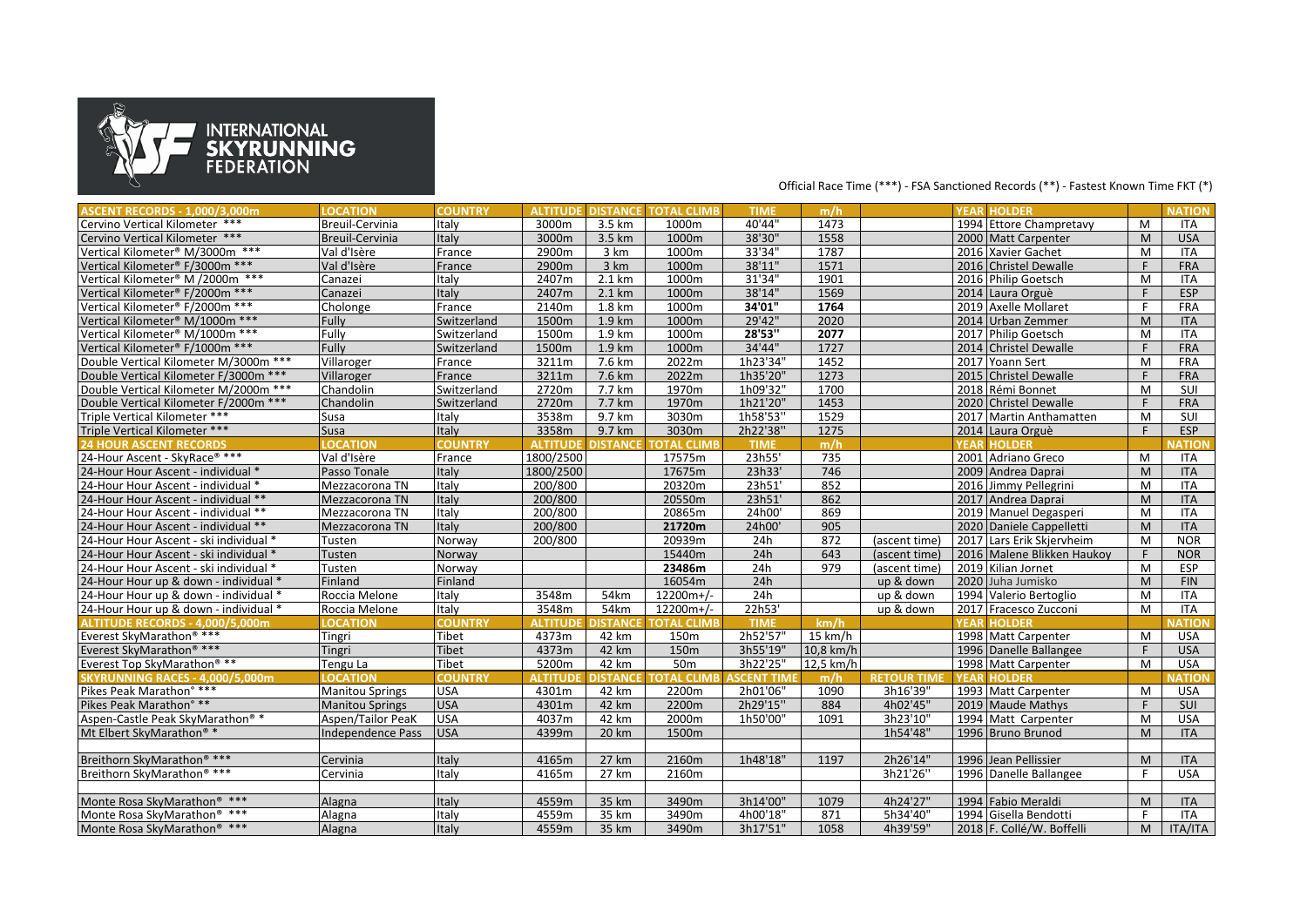INTERNATIONAL SKYRUNNING FEDERATION

Official Race Time (***) - FSA Sanctioned Records (**) - Fastest Known Time FKT (*)

| ASCENT RECORDS - 1,000/3,000m | LOCATION | COUNTRY | ALTITUDE | DISTANCE | TOTAL CLIMB | TIME | m/h | | YEAR | HOLDER | | NATION |
|---|---|---|---|---|---|---|---|---|---|---|---|---|
| Cervino Vertical Kilometer *** | Breuil-Cervinia | Italy | 3000m | 3.5 km | 1000m | 40'44" | 1473 | | 1994 | Ettore Champretavy | M | ITA |
| Cervino Vertical Kilometer *** | Breuil-Cervinia | Italy | 3000m | 3.5 km | 1000m | 38'30" | 1558 | | 2000 | Matt Carpenter | M | USA |
| Vertical Kilometer® M/3000m *** | Val d'Isère | France | 2900m | 3 km | 1000m | 33'34" | 1787 | | 2016 | Xavier Gachet | M | ITA |
| Vertical Kilometer® F/3000m *** | Val d'Isère | France | 2900m | 3 km | 1000m | 38'11" | 1571 | | 2016 | Christel Dewalle | F | FRA |
| Vertical Kilometer® M /2000m *** | Canazei | Italy | 2407m | 2.1 km | 1000m | 31'34" | 1901 | | 2016 | Philip Goetsch | M | ITA |
| Vertical Kilometer® F/2000m *** | Canazei | Italy | 2407m | 2.1 km | 1000m | 38'14" | 1569 | | 2014 | Laura Orguè | F | ESP |
| Vertical Kilometer® F/2000m *** | Cholonge | France | 2140m | 1.8 km | 1000m | **34'01"** | **1764** | | 2019 | Axelle Mollaret | F | FRA |
| Vertical Kilometer® M/1000m *** | Fully | Switzerland | 1500m | 1.9 km | 1000m | 29'42" | 2020 | | 2014 | Urban Zemmer | M | ITA |
| Vertical Kilometer® M/1000m *** | Fully | Switzerland | 1500m | 1.9 km | 1000m | **28'53"** | **2077** | | 2017 | Philip Goetsch | M | ITA |
| Vertical Kilometer® F/1000m *** | Fully | Switzerland | 1500m | 1.9 km | 1000m | 34'44" | 1727 | | 2014 | Christel Dewalle | F | FRA |
| Double Vertical Kilometer M/3000m *** | Villaroger | France | 3211m | 7.6 km | 2022m | 1h23'34" | 1452 | | 2017 | Yoann Sert | M | FRA |
| Double Vertical Kilometer F/3000m *** | Villaroger | France | 3211m | 7.6 km | 2022m | 1h35'20" | 1273 | | 2015 | Christel Dewalle | F | FRA |
| Double Vertical Kilometer M/2000m *** | Chandolin | Switzerland | 2720m | 7.7 km | 1970m | 1h09'32" | 1700 | | 2018 | Rémi Bonnet | M | SUI |
| Double Vertical Kilometer F/2000m *** | Chandolin | Switzerland | 2720m | 7.7 km | 1970m | 1h21'20" | 1453 | | 2020 | Christel Dewalle | F | FRA |
| Triple Vertical Kilometer *** | Susa | Italy | 3538m | 9.7 km | 3030m | 1h58'53" | 1529 | | 2017 | Martin Anthamatten | M | SUI |
| Triple Vertical Kilometer *** | Susa | Italy | 3358m | 9.7 km | 3030m | 2h22'38" | 1275 | | 2014 | Laura Orguè | F | ESP |
| **24 HOUR ASCENT RECORDS** | **LOCATION** | **COUNTRY** | **ALTITUDE** | **DISTANCE** | **TOTAL CLIMB** | **TIME** | **m/h** | | **YEAR** | **HOLDER** | | **NATION** |
| 24-Hour Ascent - SkyRace® *** | Val d'Isère | France | 1800/2500 | | 17575m | 23h55' | 735 | | 2001 | Adriano Greco | M | ITA |
| 24-Hour Hour Ascent - individual * | Passo Tonale | Italy | 1800/2500 | | 17675m | 23h33' | 746 | | 2009 | Andrea Daprai | M | ITA |
| 24-Hour Hour Ascent - individual * | Mezzacorona TN | Italy | 200/800 | | 20320m | 23h51' | 852 | | 2016 | Jimmy Pellegrini | M | ITA |
| 24-Hour Hour Ascent - individual ** | Mezzacorona TN | Italy | 200/800 | | 20550m | 23h51' | 862 | | 2017 | Andrea Daprai | M | ITA |
| 24-Hour Hour Ascent - individual ** | Mezzacorona TN | Italy | 200/800 | | 20865m | 24h00' | 869 | | 2019 | Manuel Degasperi | M | ITA |
| 24-Hour Hour Ascent - individual ** | Mezzacorona TN | Italy | 200/800 | | **21720m** | 24h00' | 905 | | 2020 | Daniele Cappelletti | M | ITA |
| 24-Hour Hour Ascent - ski individual * | Tusten | Norway | 200/800 | | 20939m | 24h | 872 | (ascent time) | 2017 | Lars Erik Skjervheim | M | NOR |
| 24-Hour Hour Ascent - ski individual * | Tusten | Norway | | | 15440m | 24h | 643 | (ascent time) | 2016 | Malene Blikken Haukoy | F | NOR |
| 24-Hour Hour Ascent - ski individual * | Tusten | Norway | | | **23486m** | 24h | 979 | (ascent time) | 2019 | Kilian Jornet | M | ESP |
| 24-Hour Hour up & down - individual * | Finland | Finland | | | 16054m | 24h | | up & down | 2020 | Juha Jumisko | M | FIN |
| 24-Hour Hour up & down - individual * | Roccia Melone | Italy | 3548m | 54km | 12200m+/- | 24h | | up & down | 1994 | Valerio Bertoglio | M | ITA |
| 24-Hour Hour up & down - individual * | Roccia Melone | Italy | 3548m | 54km | 12200m+/- | 22h53' | | up & down | 2017 | Fracesco Zucconi | M | ITA |
| **ALTITUDE RECORDS - 4,000/5,000m** | **LOCATION** | **COUNTRY** | **ALTITUDE** | **DISTANCE** | **TOTAL CLIMB** | **TIME** | **km/h** | | **YEAR** | **HOLDER** | | **NATION** |
| Everest SkyMarathon® *** | Tingri | Tibet | 4373m | 42 km | 150m | 2h52'57" | 15 km/h | | 1998 | Matt Carpenter | M | USA |
| Everest SkyMarathon® *** | Tingri | Tibet | 4373m | 42 km | 150m | 3h55'19" | 10,8 km/h | | 1996 | Danelle Ballangee | F | USA |
| Everest Top SkyMarathon® ** | Tengu La | Tibet | 5200m | 42 km | 50m | 3h22'25" | 12,5 km/h | | 1998 | Matt Carpenter | M | USA |
| **SKYRUNNING RACES - 4,000/5,000m** | **LOCATION** | **COUNTRY** | **ALTITUDE** | **DISTANCE** | **TOTAL CLIMB** | **ASCENT TIME** | **m/h** | **RETOUR TIME** | **YEAR** | **HOLDER** | | **NATION** |
| Pikes Peak Marathon° *** | Manitou Springs | USA | 4301m | 42 km | 2200m | 2h01'06" | 1090 | 3h16'39" | 1993 | Matt Carpenter | M | USA |
| Pikes Peak Marathon° ** | Manitou Springs | USA | 4301m | 42 km | 2200m | 2h29'15" | 884 | 4h02'45" | 2019 | Maude Mathys | F | SUI |
| Aspen-Castle Peak SkyMarathon® * | Aspen/Tailor PeaK | USA | 4037m | 42 km | 2000m | 1h50'00" | 1091 | 3h23'10" | 1994 | Matt Carpenter | M | USA |
| Mt Elbert SkyMarathon® * | Independence Pass | USA | 4399m | 20 km | 1500m | | | 1h54'48" | 1996 | Bruno Brunod | M | ITA |
| | | | | | | | | | | | | |
| Breithorn SkyMarathon® *** | Cervinia | Italy | 4165m | 27 km | 2160m | 1h48'18" | 1197 | 2h26'14" | 1996 | Jean Pellissier | M | ITA |
| Breithorn SkyMarathon® *** | Cervinia | Italy | 4165m | 27 km | 2160m | | | 3h21'26" | 1996 | Danelle Ballangee | F | USA |
| | | | | | | | | | | | | |
| Monte Rosa SkyMarathon® *** | Alagna | Italy | 4559m | 35 km | 3490m | 3h14'00" | 1079 | 4h24'27" | 1994 | Fabio Meraldi | M | ITA |
| Monte Rosa SkyMarathon® *** | Alagna | Italy | 4559m | 35 km | 3490m | 4h00'18" | 871 | 5h34'40" | 1994 | Gisella Bendotti | F | ITA |
| Monte Rosa SkyMarathon® *** | Alagna | Italy | 4559m | 35 km | 3490m | 3h17'51" | 1058 | 4h39'59" | 2018 | F. Collé/W. Boffeli | M | ITA/ITA |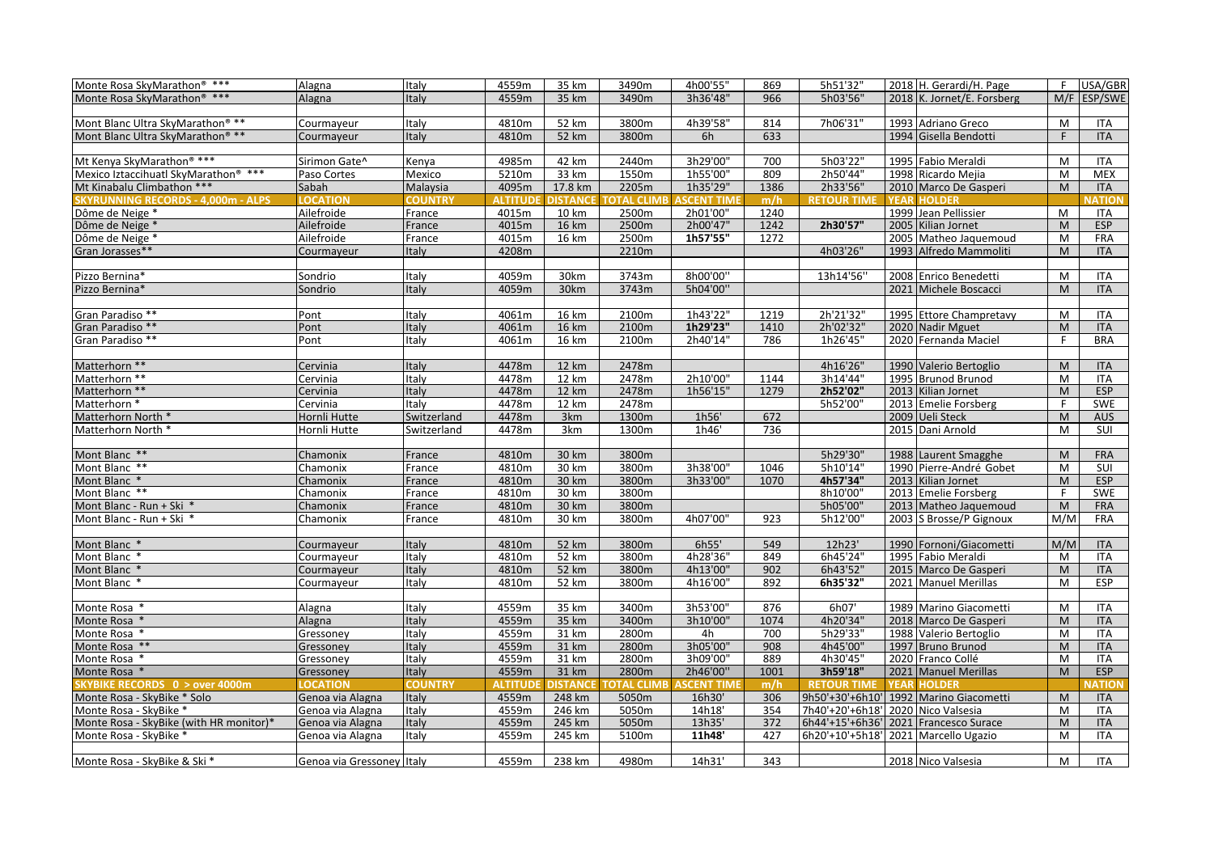| | | | | | | | | | | | | |
|---|---|---|---|---|---|---|---|---|---|---|---|---|
| Monte Rosa SkyMarathon® *** | Alagna | Italy | 4559m | 35 km | 3490m | 4h00'55" | 869 | 5h51'32" | 2018 | H. Gerardi/H. Page | F | USA/GBR |
| Monte Rosa SkyMarathon® *** | Alagna | Italy | 4559m | 35 km | 3490m | 3h36'48" | 966 | 5h03'56" | 2018 | K. Jornet/E. Forsberg | M/F | ESP/SWE |
| | | | | | | | | | | | | |
| Mont Blanc Ultra SkyMarathon® ** | Courmayeur | Italy | 4810m | 52 km | 3800m | 4h39'58" | 814 | 7h06'31" | 1993 | Adriano Greco | M | ITA |
| Mont Blanc Ultra SkyMarathon® ** | Courmayeur | Italy | 4810m | 52 km | 3800m | 6h | 633 | | 1994 | Gisella Bendotti | F | ITA |
| | | | | | | | | | | | | |
| Mt Kenya SkyMarathon® *** | Sirimon Gate^ | Kenya | 4985m | 42 km | 2440m | 3h29'00" | 700 | 5h03'22" | 1995 | Fabio Meraldi | M | ITA |
| Mexico Iztaccihuatl SkyMarathon® *** | Paso Cortes | Mexico | 5210m | 33 km | 1550m | 1h55'00" | 809 | 2h50'44" | 1998 | Ricardo Mejia | M | MEX |
| Mt Kinabalu Climbathon *** | Sabah | Malaysia | 4095m | 17.8 km | 2205m | 1h35'29" | 1386 | 2h33'56" | 2010 | Marco De Gasperi | M | ITA |
| **SKYRUNNING RECORDS - 4,000m - ALPS** | **LOCATION** | **COUNTRY** | **ALTITUDE** | **DISTANCE** | **TOTAL CLIMB** | **ASCENT TIME** | **m/h** | **RETOUR TIME** | **YEAR** | **HOLDER** | | **NATION** |
| Dôme de Neige * | Ailefroide | France | 4015m | 10 km | 2500m | 2h01'00" | 1240 | | 1999 | Jean Pellissier | M | ITA |
| Dôme de Neige * | Ailefroide | France | 4015m | 16 km | 2500m | 2h00'47" | 1242 | **2h30'57"** | 2005 | Kilian Jornet | M | ESP |
| Dôme de Neige * | Ailefroide | France | 4015m | 16 km | 2500m | **1h57'55"** | 1272 | | 2005 | Matheo Jaquemoud | M | FRA |
| Gran Jorasses** | Courmayeur | Italy | 4208m | | 2210m | | | 4h03'26" | 1993 | Alfredo Mammoliti | M | ITA |
| | | | | | | | | | | | | |
| Pizzo Bernina* | Sondrio | Italy | 4059m | 30km | 3743m | 8h00'00" | | 13h14'56" | 2008 | Enrico Benedetti | M | ITA |
| Pizzo Bernina* | Sondrio | Italy | 4059m | 30km | 3743m | 5h04'00" | | | 2021 | Michele Boscacci | M | ITA |
| | | | | | | | | | | | | |
| Gran Paradiso ** | Pont | Italy | 4061m | 16 km | 2100m | 1h43'22" | 1219 | 2h'21'32" | 1995 | Ettore Champretavy | M | ITA |
| Gran Paradiso ** | Pont | Italy | 4061m | 16 km | 2100m | **1h29'23"** | 1410 | 2h'02'32" | 2020 | Nadir Mguet | M | ITA |
| Gran Paradiso ** | Pont | Italy | 4061m | 16 km | 2100m | 2h40'14" | 786 | 1h26'45" | 2020 | Fernanda Maciel | F | BRA |
| | | | | | | | | | | | | |
| Matterhorn ** | Cervinia | Italy | 4478m | 12 km | 2478m | | | 4h16'26" | 1990 | Valerio Bertoglio | M | ITA |
| Matterhorn ** | Cervinia | Italy | 4478m | 12 km | 2478m | 2h10'00" | 1144 | 3h14'44" | 1995 | Brunod Brunod | M | ITA |
| Matterhorn ** | Cervinia | Italy | 4478m | 12 km | 2478m | 1h56'15" | 1279 | **2h52'02"** | 2013 | Kilian Jornet | M | ESP |
| Matterhorn * | Cervinia | Italy | 4478m | 12 km | 2478m | | | 5h52'00" | 2013 | Emelie Forsberg | F | SWE |
| Matterhorn North * | Hornli Hutte | Switzerland | 4478m | 3km | 1300m | 1h56' | 672 | | 2009 | Ueli Steck | M | AUS |
| Matterhorn North * | Hornli Hutte | Switzerland | 4478m | 3km | 1300m | 1h46' | 736 | | 2015 | Dani Arnold | M | SUI |
| | | | | | | | | | | | | |
| Mont Blanc ** | Chamonix | France | 4810m | 30 km | 3800m | | | 5h29'30" | 1988 | Laurent Smagghe | M | FRA |
| Mont Blanc ** | Chamonix | France | 4810m | 30 km | 3800m | 3h38'00" | 1046 | 5h10'14" | 1990 | Pierre-André Gobet | M | SUI |
| Mont Blanc * | Chamonix | France | 4810m | 30 km | 3800m | 3h33'00" | 1070 | **4h57'34"** | 2013 | Kilian Jornet | M | ESP |
| Mont Blanc ** | Chamonix | France | 4810m | 30 km | 3800m | | | 8h10'00" | 2013 | Emelie Forsberg | F | SWE |
| Mont Blanc - Run + Ski * | Chamonix | France | 4810m | 30 km | 3800m | | | 5h05'00" | 2013 | Matheo Jaquemoud | M | FRA |
| Mont Blanc - Run + Ski * | Chamonix | France | 4810m | 30 km | 3800m | 4h07'00" | 923 | 5h12'00" | 2003 | S Brosse/P Gignoux | M/M | FRA |
| | | | | | | | | | | | | |
| Mont Blanc * | Courmayeur | Italy | 4810m | 52 km | 3800m | 6h55' | 549 | 12h23' | 1990 | Fornoni/Giacometti | M/M | ITA |
| Mont Blanc * | Courmayeur | Italy | 4810m | 52 km | 3800m | 4h28'36" | 849 | 6h45'24" | 1995 | Fabio Meraldi | M | ITA |
| Mont Blanc * | Courmayeur | Italy | 4810m | 52 km | 3800m | 4h13'00" | 902 | 6h43'52" | 2015 | Marco De Gasperi | M | ITA |
| Mont Blanc * | Courmayeur | Italy | 4810m | 52 km | 3800m | 4h16'00" | 892 | **6h35'32"** | 2021 | Manuel Merillas | M | ESP |
| | | | | | | | | | | | | |
| Monte Rosa * | Alagna | Italy | 4559m | 35 km | 3400m | 3h53'00" | 876 | 6h07' | 1989 | Marino Giacometti | M | ITA |
| Monte Rosa * | Alagna | Italy | 4559m | 35 km | 3400m | 3h10'00" | 1074 | 4h20'34" | 2018 | Marco De Gasperi | M | ITA |
| Monte Rosa * | Gressoney | Italy | 4559m | 31 km | 2800m | 4h | 700 | 5h29'33" | 1988 | Valerio Bertoglio | M | ITA |
| Monte Rosa ** | Gressoney | Italy | 4559m | 31 km | 2800m | 3h05'00" | 908 | 4h45'00" | 1997 | Bruno Brunod | M | ITA |
| Monte Rosa * | Gressoney | Italy | 4559m | 31 km | 2800m | 3h09'00" | 889 | 4h30'45" | 2020 | Franco Collé | M | ITA |
| Monte Rosa * | Gressoney | Italy | 4559m | 31 km | 2800m | 2h46'00" | 1001 | **3h59'18"** | 2021 | Manuel Merillas | M | ESP |
| **SKYBIKE RECORDS 0 > over 4000m** | **LOCATION** | **COUNTRY** | **ALTITUDE** | **DISTANCE** | **TOTAL CLIMB** | **ASCENT TIME** | **m/h** | **RETOUR TIME** | **YEAR** | **HOLDER** | | **NATION** |
| Monte Rosa - SkyBike * Solo | Genoa via Alagna | Italy | 4559m | 248 km | 5050m | 16h30' | 306 | 9h50'+30'+6h10' | 1992 | Marino Giacometti | M | ITA |
| Monte Rosa - SkyBike * | Genoa via Alagna | Italy | 4559m | 246 km | 5050m | 14h18' | 354 | 7h40'+20'+6h18' | 2020 | Nico Valsesia | M | ITA |
| Monte Rosa - SkyBike (with HR monitor)* | Genoa via Alagna | Italy | 4559m | 245 km | 5050m | 13h35' | 372 | 6h44'+15'+6h36' | 2021 | Francesco Surace | M | ITA |
| Monte Rosa - SkyBike * | Genoa via Alagna | Italy | 4559m | 245 km | 5100m | **11h48'** | 427 | 6h20'+10'+5h18' | 2021 | Marcello Ugazio | M | ITA |
| | | | | | | | | | | | | |
| Monte Rosa - SkyBike & Ski * | Genoa via Gressoney | Italy | 4559m | 238 km | 4980m | 14h31' | 343 | | 2018 | Nico Valsesia | M | ITA |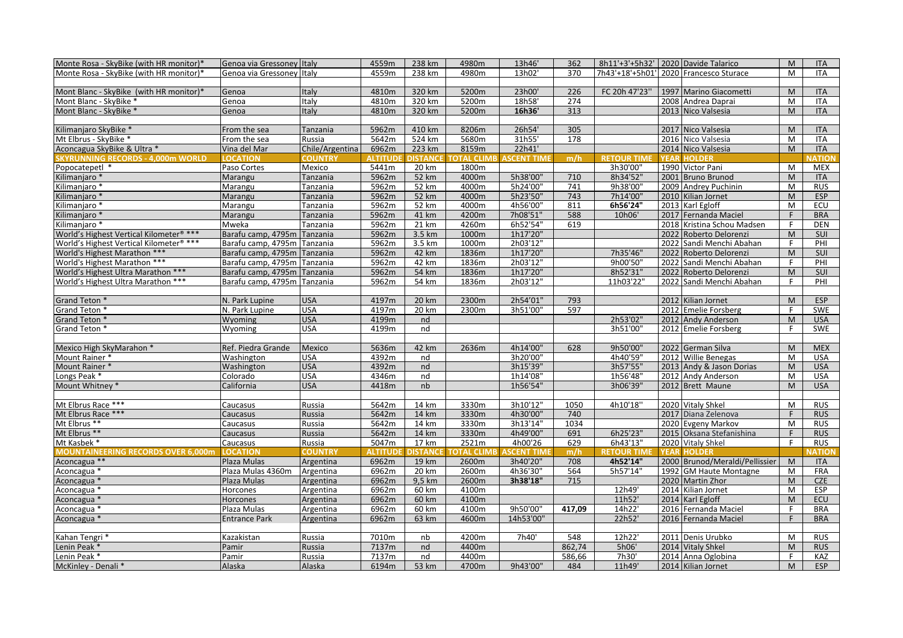| | | | | | | | | | | | | |
|---|---|---|---|---|---|---|---|---|---|---|---|---|
| Monte Rosa - SkyBike (with HR monitor)* | Genoa via Gressoney | Italy | 4559m | 238 km | 4980m | 13h46' | 362 | 8h11'+3'+5h32' | 2020 | Davide Talarico | M | ITA |
| Monte Rosa - SkyBike (with HR monitor)* | Genoa via Gressoney | Italy | 4559m | 238 km | 4980m | 13h02' | 370 | 7h43'+18'+5h01' | 2020 | Francesco Sturace | M | ITA |
| | | | | | | | | | | | | |
| Mont Blanc - SkyBike (with HR monitor)* | Genoa | Italy | 4810m | 320 km | 5200m | 23h00' | 226 | FC 20h 47'23'' | 1997 | Marino Giacometti | M | ITA |
| Mont Blanc - SkyBike * | Genoa | Italy | 4810m | 320 km | 5200m | 18h58' | 274 | | 2008 | Andrea Daprai | M | ITA |
| Mont Blanc - SkyBike * | Genoa | Italy | 4810m | 320 km | 5200m | **16h36'** | 313 | | 2013 | Nico Valsesia | M | ITA |
| | | | | | | | | | | | | |
| Kilimanjaro SkyBike * | From the sea | Tanzania | 5962m | 410 km | 8206m | 26h54' | 305 | | 2017 | Nico Valsesia | M | ITA |
| Mt Elbrus - SkyBike * | From the sea | Russia | 5642m | 524 km | 5680m | 31h55' | 178 | | 2016 | Nico Valsesia | M | ITA |
| Aconcagua SkyBike & Ultra * | Vina del Mar | Chile/Argentina | 6962m | 223 km | 8159m | 22h41' | | | 2014 | Nico Valsesia | M | ITA |
| **SKYRUNNING RECORDS - 4,000m WORLD** | **LOCATION** | **COUNTRY** | **ALTITUDE** | **DISTANCE** | **TOTAL CLIMB** | **ASCENT TIME** | **m/h** | **RETOUR TIME** | **YEAR** | **HOLDER** | | **NATION** |
| Popocatepetl * | Paso Cortes | Mexico | 5441m | 20 km | 1800m | | | 3h30'00" | 1990 | Victor Pani | M | MEX |
| Kilimanjaro * | Marangu | Tanzania | 5962m | 52 km | 4000m | 5h38'00" | 710 | 8h34'52" | 2001 | Bruno Brunod | M | ITA |
| Kilimanjaro * | Marangu | Tanzania | 5962m | 52 km | 4000m | 5h24'00" | 741 | 9h38'00" | 2009 | Andrey Puchinin | M | RUS |
| Kilimanjaro * | Marangu | Tanzania | 5962m | 52 km | 4000m | 5h23'50" | 743 | 7h14'00" | 2010 | Kilian Jornet | M | ESP |
| Kilimanjaro * | Marangu | Tanzania | 5962m | 52 km | 4000m | 4h56'00" | 811 | **6h56'24"** | 2013 | Karl Egloff | M | ECU |
| Kilimanjaro * | Marangu | Tanzania | 5962m | 41 km | 4200m | 7h08'51" | 588 | 10h06' | 2017 | Fernanda Maciel | F | BRA |
| Kilimanjaro * | Mweka | Tanzania | 5962m | 21 km | 4260m | 6h52'54" | 619 | | 2018 | Kristina Schou Madsen | F | DEN |
| World's Highest Vertical Kilometer® *** | Barafu camp, 4795m | Tanzania | 5962m | 3.5 km | 1000m | 1h17'20" | | | 2022 | Roberto Delorenzi | M | SUI |
| World's Highest Vertical Kilometer® *** | Barafu camp, 4795m | Tanzania | 5962m | 3.5 km | 1000m | 2h03'12" | | | 2022 | Sandi Menchi Abahan | F | PHI |
| World's Highest Marathon *** | Barafu camp, 4795m | Tanzania | 5962m | 42 km | 1836m | 1h17'20" | | 7h35'46" | 2022 | Roberto Delorenzi | M | SUI |
| World's Highest Marathon *** | Barafu camp, 4795m | Tanzania | 5962m | 42 km | 1836m | 2h03'12" | | 9h00'50" | 2022 | Sandi Menchi Abahan | F | PHI |
| World's Highest Ultra Marathon *** | Barafu camp, 4795m | Tanzania | 5962m | 54 km | 1836m | 1h17'20" | | 8h52'31" | 2022 | Roberto Delorenzi | M | SUI |
| World's Highest Ultra Marathon *** | Barafu camp, 4795m | Tanzania | 5962m | 54 km | 1836m | 2h03'12" | | 11h03'22" | 2022 | Sandi Menchi Abahan | F | PHI |
| | | | | | | | | | | | | |
| Grand Teton * | N. Park Lupine | USA | 4197m | 20 km | 2300m | 2h54'01" | 793 | | 2012 | Kilian Jornet | M | ESP |
| Grand Teton * | N. Park Lupine | USA | 4197m | 20 km | 2300m | 3h51'00" | 597 | | 2012 | Emelie Forsberg | F | SWE |
| Grand Teton * | Wyoming | USA | 4199m | nd | | | | 2h53'02" | 2012 | Andy Anderson | M | USA |
| Grand Teton * | Wyoming | USA | 4199m | nd | | | | 3h51'00" | 2012 | Emelie Forsberg | F | SWE |
| | | | | | | | | | | | | |
| Mexico High SkyMarahon * | Ref. Piedra Grande | Mexico | 5636m | 42 km | 2636m | 4h14'00" | 628 | 9h50'00" | 2022 | German Silva | M | MEX |
| Mount Rainer * | Washington | USA | 4392m | nd | | 3h20'00" | | 4h40'59" | 2012 | Willie Benegas | M | USA |
| Mount Rainer * | Washington | USA | 4392m | nd | | 3h15'39" | | 3h57'55" | 2013 | Andy & Jason Dorias | M | USA |
| Longs Peak * | Colorado | USA | 4346m | nd | | 1h14'08" | | 1h56'48" | 2012 | Andy Anderson | M | USA |
| Mount Whitney * | California | USA | 4418m | nb | | 1h56'54" | | 3h06'39" | 2012 | Brett Maune | M | USA |
| | | | | | | | | | | | | |
| Mt Elbrus Race *** | Caucasus | Russia | 5642m | 14 km | 3330m | 3h10'12" | 1050 | 4h10'18'' | 2020 | Vitaly Shkel | M | RUS |
| Mt Elbrus Race *** | Caucasus | Russia | 5642m | 14 km | 3330m | 4h30'00" | 740 | | 2017 | Diana Zelenova | F | RUS |
| Mt Elbrus ** | Caucasus | Russia | 5642m | 14 km | 3330m | 3h13'14" | 1034 | | 2020 | Evgeny Markov | M | RUS |
| Mt Elbrus ** | Caucasus | Russia | 5642m | 14 km | 3330m | 4h49'00" | 691 | 6h25'23" | 2015 | Oksana Stefanishina | F | RUS |
| Mt Kasbek * | Caucasus | Russia | 5047m | 17 km | 2521m | 4h00'26 | 629 | 6h43'13" | 2020 | Vitaly Shkel | F | RUS |
| **MOUNTAINEERING RECORDS OVER 6,000m** | **LOCATION** | **COUNTRY** | **ALTITUDE** | **DISTANCE** | **TOTAL CLIMB** | **ASCENT TIME** | **m/h** | **RETOUR TIME** | **YEAR** | **HOLDER** | | **NATION** |
| Aconcagua ** | Plaza Mulas | Argentina | 6962m | 19 km | 2600m | 3h40'20" | 708 | **4h52'14"** | 2000 | Brunod/Meraldi/Pellissier | M | ITA |
| Aconcagua * | Plaza Mulas 4360m | Argentina | 6962m | 20 km | 2600m | 4h36'30" | 564 | 5h57'14" | 1992 | GM Haute Montagne | M | FRA |
| Aconcagua * | Plaza Mulas | Argentina | 6962m | 9,5 km | 2600m | **3h38'18"** | 715 | | 2020 | Martin Zhor | M | CZE |
| Aconcagua * | Horcones | Argentina | 6962m | 60 km | 4100m | | | 12h49' | 2014 | Kilian Jornet | M | ESP |
| Aconcagua * | Horcones | Argentina | 6962m | 60 km | 4100m | | | 11h52' | 2014 | Karl Egloff | M | ECU |
| Aconcagua * | Plaza Mulas | Argentina | 6962m | 60 km | 4100m | 9h50'00" | **417,09** | 14h22' | 2016 | Fernanda Maciel | F | BRA |
| Aconcagua * | Entrance Park | Argentina | 6962m | 63 km | 4600m | 14h53'00" | | 22h52' | 2016 | Fernanda Maciel | F | BRA |
| | | | | | | | | | | | | |
| Kahan Tengri * | Kazakistan | Russia | 7010m | nb | 4200m | 7h40' | 548 | 12h22' | 2011 | Denis Urubko | M | RUS |
| Lenin Peak * | Pamir | Russia | 7137m | nd | 4400m | | 862,74 | 5h06' | 2014 | Vitaly Shkel | M | RUS |
| Lenin Peak * | Pamir | Russia | 7137m | nd | 4400m | | 586,66 | 7h30' | 2014 | Anna Oglobina | F | KAZ |
| McKinley - Denali * | Alaska | Alaska | 6194m | 53 km | 4700m | 9h43'00" | 484 | 11h49' | 2014 | Kilian Jornet | M | ESP |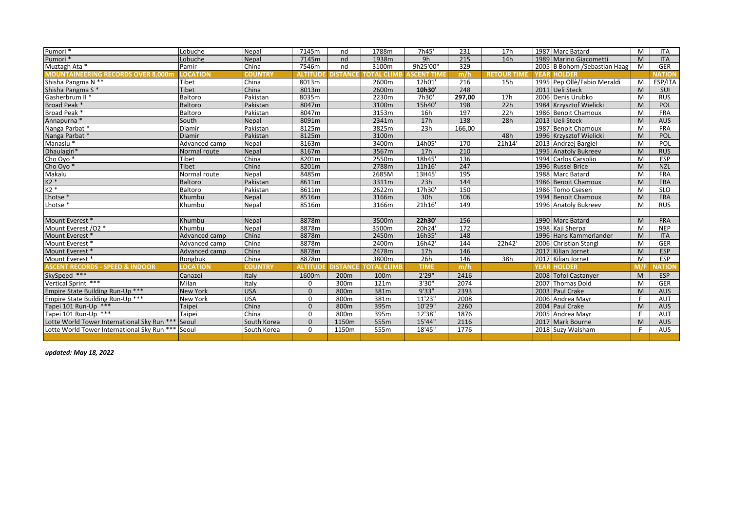| | | | | | | | | | | | | |
|---|---|---|---|---|---|---|---|---|---|---|---|---|
| Pumori * | Lobuche | Nepal | 7145m | nd | 1788m | 7h45' | 231 | 17h | 1987 | Marc Batard | M | ITA |
| Pumori * | Lobuche | Nepal | 7145m | nd | 1938m | 9h | 215 | 14h | 1989 | Marino Giacometti | M | ITA |
| Muztagh Ata * | Pamir | China | 7546m | nd | 3100m | 9h25'00" | 329 | | 2005 | B Bohom /Sebastian Haag | M | GER |
| **MOUNTAINEERING RECORDS OVER 8,000m** | **LOCATION** | **COUNTRY** | **ALTITUDE** | **DISTANCE** | **TOTAL CLIMB** | **ASCENT TIME** | **m/h** | **RETOUR TIME** | **YEAR** | **HOLDER** | | **NATION** |
| Shisha Pangma N ** | Tibet | China | 8013m | | 2600m | 12h01' | 216 | 15h | 1995 | Pep Ollè/Fabio Meraldi | M | ESP/ITA |
| Shisha Pangma S * | Tibet | China | 8013m | | 2600m | **10h30'** | 248 | | 2011 | Ueli Steck | M | SUI |
| Gasherbrum II * | Baltoro | Pakistan | 8035m | | 2230m | 7h30' | **297,00** | 17h | 2006 | Denis Urubko | M | RUS |
| Broad Peak * | Baltoro | Pakistan | 8047m | | 3100m | 15h40' | 198 | 22h | 1984 | Krzysztof Wielicki | M | POL |
| Broad Peak * | Baltoro | Pakistan | 8047m | | 3153m | 16h | 197 | 22h | 1986 | Benoit Chamoux | M | FRA |
| Annapurna * | South | Nepal | 8091m | | 2341m | 17h | 138 | 28h | 2013 | Ueli Steck | M | AUS |
| Nanga Parbat * | Diamir | Pakistan | 8125m | | 3825m | 23h | 166,00 | | 1987 | Benoit Chamoux | M | FRA |
| Nanga Parbat * | Diamir | Pakistan | 8125m | | 3100m | | | 48h | 1996 | Krzysztof Wielicki | M | POL |
| Manaslu * | Advanced camp | Nepal | 8163m | | 3400m | 14h05' | 170 | 21h14' | 2013 | Andrzej Bargiel | M | POL |
| Dhaulagiri* | Normal route | Nepal | 8167m | | 3567m | 17h | 210 | | 1995 | Anatoly Bukreev | M | RUS |
| Cho Oyo * | Tibet | China | 8201m | | 2550m | 18h45' | 136 | | 1994 | Carlos Carsolio | M | ESP |
| Cho Oyo * | Tibet | China | 8201m | | 2788m | 11h16' | 247 | | 1996 | Russel Brice | M | NZL |
| Makalu | Normal route | Nepal | 8485m | | 2685M | 13H45' | 195 | | 1988 | Marc Batard | M | FRA |
| K2 * | Baltoro | Pakistan | 8611m | | 3311m | 23h | 144 | | 1986 | Benoit Chamoux | M | FRA |
| K2 * | Baltoro | Pakistan | 8611m | | 2622m | 17h30' | 150 | | 1986 | Tomo Csesen | M | SLO |
| Lhotse * | Khumbu | Nepal | 8516m | | 3166m | 30h | 106 | | 1994 | Benoit Chamoux | M | FRA |
| Lhotse * | Khumbu | Nepal | 8516m | | 3166m | 21h16' | 149 | | 1996 | Anatoly Bukreev | M | RUS |
| | | | | | | | | | | | | |
| Mount Everest * | Khumbu | Nepal | 8878m | | 3500m | **22h30'** | 156 | | 1990 | Marc Batard | M | FRA |
| Mount Everest /O2 * | Khumbu | Nepal | 8878m | | 3500m | 20h24' | 172 | | 1998 | Kaji Sherpa | M | NEP |
| Mount Everest * | Advanced camp | China | 8878m | | 2450m | 16h35' | 148 | | 1996 | Hans Kammerlander | M | ITA |
| Mount Everest * | Advanced camp | China | 8878m | | 2400m | 16h42' | 144 | 22h42' | 2006 | Christian Stangl | M | GER |
| Mount Everest * | Advanced camp | China | 8878m | | 2478m | 17h | 146 | | 2017 | Kilian Jornet | M | ESP |
| Mount Everest * | Rongbuk | China | 8878m | | 3800m | 26h | 146 | 38h | 2017 | Kilian Jornet | M | ESP |
| **ASCENT RECORDS - SPEED & INDOOR** | **LOCATION** | **COUNTRY** | **ALTITUDE** | **DISTANCE** | **TOTAL CLIMB** | **TIME** | **m/h** | | **YEAR** | **HOLDER** | **M/F** | **NATION** |
| SkySpeed *** | Canazei | Italy | 1600m | 200m | 100m | 2'29" | 2416 | | 2008 | Tofol Castanyer | M | ESP |
| Vertical Sprint *** | Milan | Italy | 0 | 300m | 121m | 3'30" | 2074 | | 2007 | Thomas Dold | M | GER |
| Empire State Building Run-Up *** | New York | USA | 0 | 800m | 381m | 9'33" | 2393 | | 2003 | Paul Crake | M | AUS |
| Empire State Building Run-Up *** | New York | USA | 0 | 800m | 381m | 11'23" | 2008 | | 2006 | Andrea Mayr | F | AUT |
| Tapei 101 Run-Up *** | Taipei | China | 0 | 800m | 395m | 10'29" | 2260 | | 2004 | Paul Crake | M | AUS |
| Tapei 101 Run-Up *** | Taipei | China | 0 | 800m | 395m | 12'38" | 1876 | | 2005 | Andrea Mayr | F | AUT |
| Lotte World Tower International Sky Run *** | Seoul | South Korea | 0 | 1150m | 555m | 15'44" | 2116 | | 2017 | Mark Bourne | M | AUS |
| Lotte World Tower International Sky Run *** | Seoul | South Korea | 0 | 1150m | 555m | 18'45" | 1776 | | 2018 | Suzy Walsham | F | AUS |

***updated: May 18, 2022***